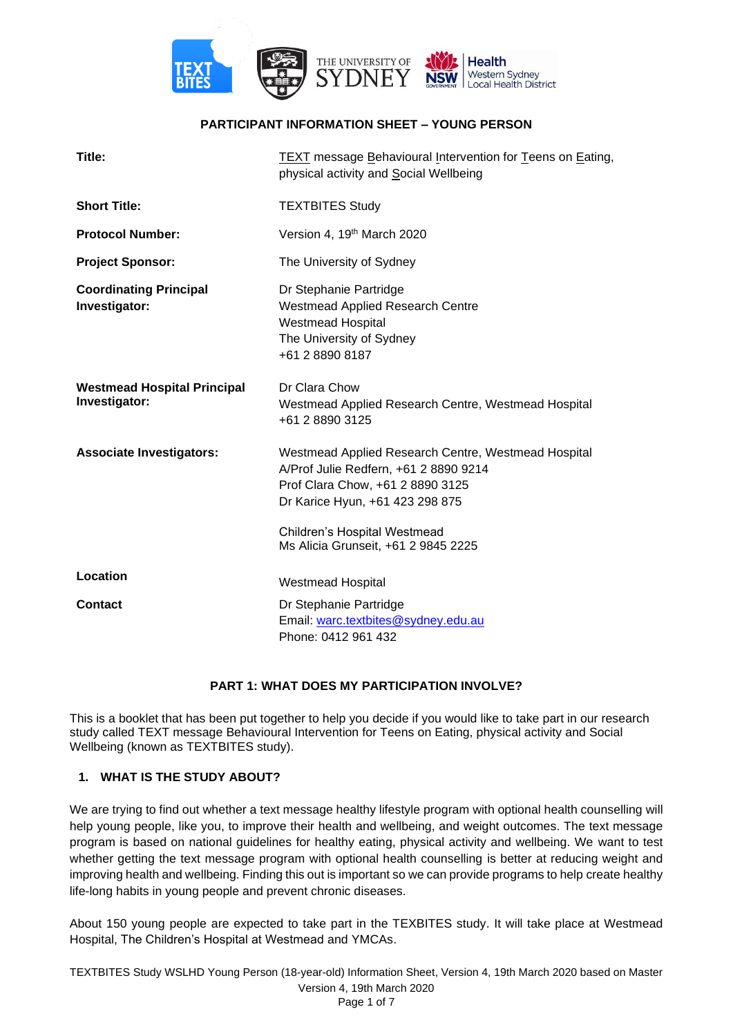**PARTICIPANT INFORMATION SHEET – YOUNG PERSON**

| | |
|---|---|
| **Title:** | TEXT message Behavioural Intervention for Teens on Eating, physical activity and Social Wellbeing |
| **Short Title:** | TEXTBITES Study |
| **Protocol Number:** | Version 4, 19th March 2020 |
| **Project Sponsor:** | The University of Sydney |
| **Coordinating Principal Investigator:** | Dr Stephanie Partridge<br>Westmead Applied Research Centre<br>Westmead Hospital<br>The University of Sydney<br>+61 2 8890 8187 |
| **Westmead Hospital Principal Investigator:** | Dr Clara Chow<br>Westmead Applied Research Centre, Westmead Hospital<br>+61 2 8890 3125 |
| **Associate Investigators:** | Westmead Applied Research Centre, Westmead Hospital<br>A/Prof Julie Redfern, +61 2 8890 9214<br>Prof Clara Chow, +61 2 8890 3125<br>Dr Karice Hyun, +61 423 298 875<br><br>Children's Hospital Westmead<br>Ms Alicia Grunseit, +61 2 9845 2225 |
| **Location** | Westmead Hospital |
| **Contact** | Dr Stephanie Partridge<br>Email: warc.textbites@sydney.edu.au<br>Phone: 0412 961 432 |

## PART 1: WHAT DOES MY PARTICIPATION INVOLVE?

This is a booklet that has been put together to help you decide if you would like to take part in our research study called TEXT message Behavioural Intervention for Teens on Eating, physical activity and Social Wellbeing (known as TEXTBITES study).

### 1. WHAT IS THE STUDY ABOUT?

We are trying to find out whether a text message healthy lifestyle program with optional health counselling will help young people, like you, to improve their health and wellbeing, and weight outcomes. The text message program is based on national guidelines for healthy eating, physical activity and wellbeing. We want to test whether getting the text message program with optional health counselling is better at reducing weight and improving health and wellbeing. Finding this out is important so we can provide programs to help create healthy life-long habits in young people and prevent chronic diseases.

About 150 young people are expected to take part in the TEXBITES study. It will take place at Westmead Hospital, The Children's Hospital at Westmead and YMCAs.

TEXTBITES Study WSLHD Young Person (18-year-old) Information Sheet, Version 4, 19th March 2020 based on Master Version 4, 19th March 2020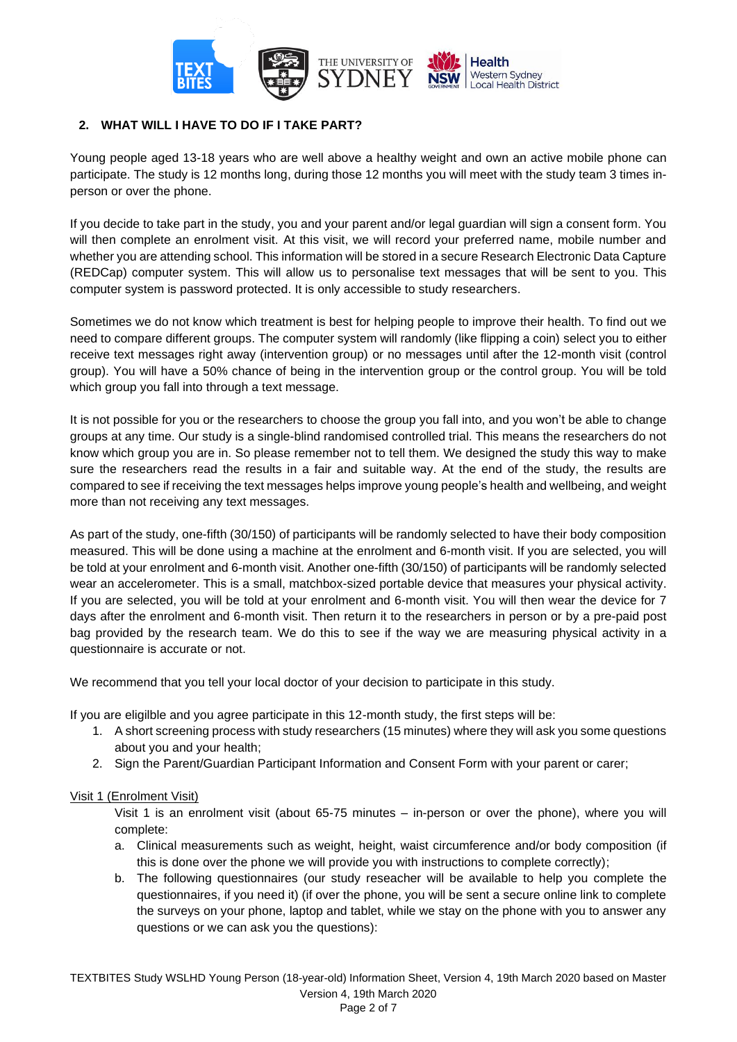## 2. WHAT WILL I HAVE TO DO IF I TAKE PART?

Young people aged 13-18 years who are well above a healthy weight and own an active mobile phone can participate. The study is 12 months long, during those 12 months you will meet with the study team 3 times in-person or over the phone.

If you decide to take part in the study, you and your parent and/or legal guardian will sign a consent form. You will then complete an enrolment visit. At this visit, we will record your preferred name, mobile number and whether you are attending school. This information will be stored in a secure Research Electronic Data Capture (REDCap) computer system. This will allow us to personalise text messages that will be sent to you. This computer system is password protected. It is only accessible to study researchers.

Sometimes we do not know which treatment is best for helping people to improve their health. To find out we need to compare different groups. The computer system will randomly (like flipping a coin) select you to either receive text messages right away (intervention group) or no messages until after the 12-month visit (control group). You will have a 50% chance of being in the intervention group or the control group. You will be told which group you fall into through a text message.

It is not possible for you or the researchers to choose the group you fall into, and you won't be able to change groups at any time. Our study is a single-blind randomised controlled trial. This means the researchers do not know which group you are in. So please remember not to tell them. We designed the study this way to make sure the researchers read the results in a fair and suitable way. At the end of the study, the results are compared to see if receiving the text messages helps improve young people's health and wellbeing, and weight more than not receiving any text messages.

As part of the study, one-fifth (30/150) of participants will be randomly selected to have their body composition measured. This will be done using a machine at the enrolment and 6-month visit. If you are selected, you will be told at your enrolment and 6-month visit. Another one-fifth (30/150) of participants will be randomly selected wear an accelerometer. This is a small, matchbox-sized portable device that measures your physical activity. If you are selected, you will be told at your enrolment and 6-month visit. You will then wear the device for 7 days after the enrolment and 6-month visit. Then return it to the researchers in person or by a pre-paid post bag provided by the research team. We do this to see if the way we are measuring physical activity in a questionnaire is accurate or not.

We recommend that you tell your local doctor of your decision to participate in this study.

If you are eligilble and you agree participate in this 12-month study, the first steps will be:

1. A short screening process with study researchers (15 minutes) where they will ask you some questions about you and your health;
2. Sign the Parent/Guardian Participant Information and Consent Form with your parent or carer;

Visit 1 (Enrolment Visit)

Visit 1 is an enrolment visit (about 65-75 minutes – in-person or over the phone), where you will complete:

a. Clinical measurements such as weight, height, waist circumference and/or body composition (if this is done over the phone we will provide you with instructions to complete correctly);
b. The following questionnaires (our study reseacher will be available to help you complete the questionnaires, if you need it) (if over the phone, you will be sent a secure online link to complete the surveys on your phone, laptop and tablet, while we stay on the phone with you to answer any questions or we can ask you the questions):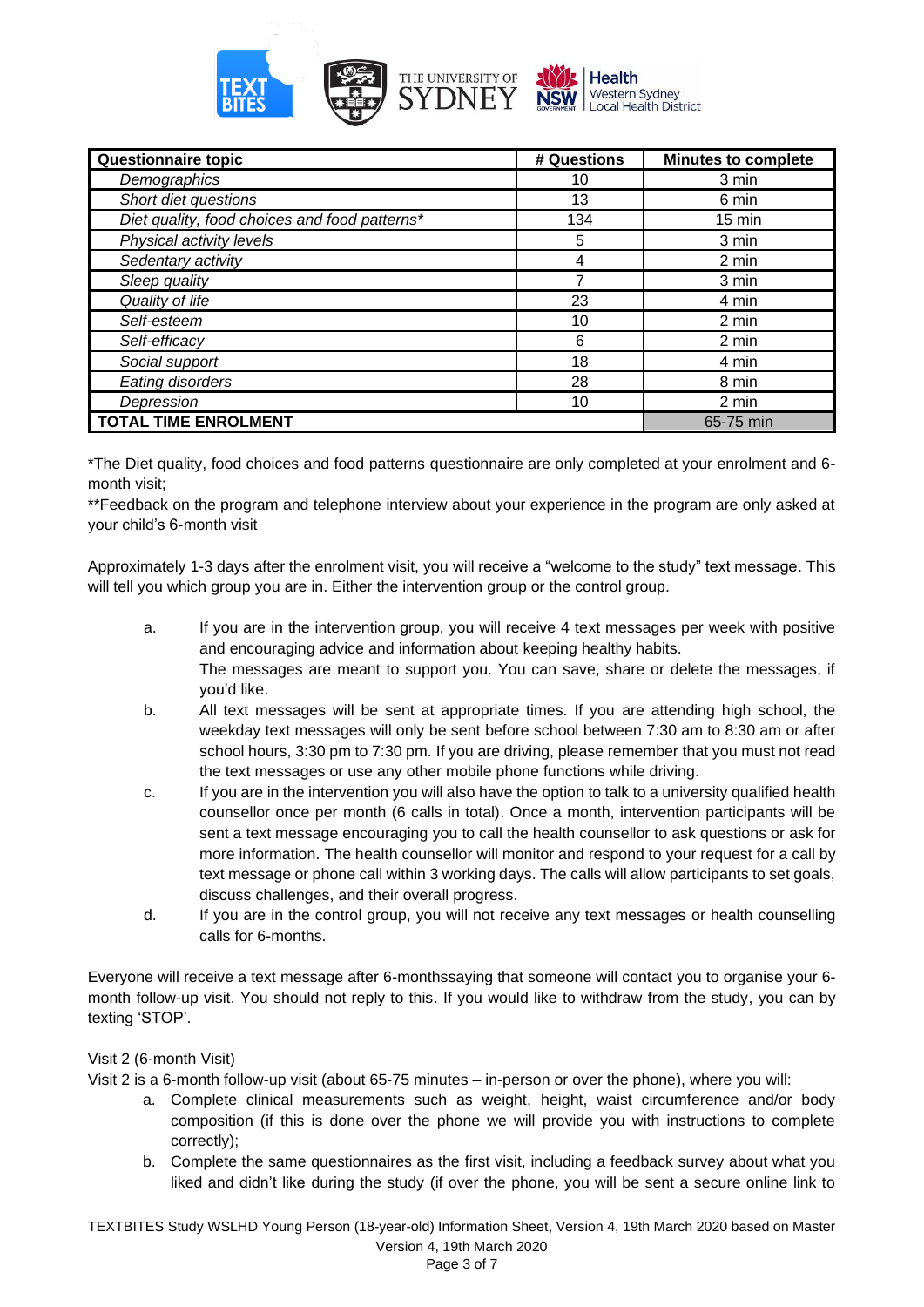| Questionnaire topic | # Questions | Minutes to complete |
|---|---|---|
| *Demographics* | 10 | 3 min |
| *Short diet questions* | 13 | 6 min |
| *Diet quality, food choices and food patterns** | 134 | 15 min |
| *Physical activity levels* | 5 | 3 min |
| *Sedentary activity* | 4 | 2 min |
| *Sleep quality* | 7 | 3 min |
| *Quality of life* | 23 | 4 min |
| *Self-esteem* | 10 | 2 min |
| *Self-efficacy* | 6 | 2 min |
| *Social support* | 18 | 4 min |
| *Eating disorders* | 28 | 8 min |
| *Depression* | 10 | 2 min |
| **TOTAL TIME ENROLMENT** | | 65-75 min |

*The Diet quality, food choices and food patterns questionnaire are only completed at your enrolment and 6-month visit;

**Feedback on the program and telephone interview about your experience in the program are only asked at your child's 6-month visit

Approximately 1-3 days after the enrolment visit, you will receive a "welcome to the study" text message. This will tell you which group you are in. Either the intervention group or the control group.

a. If you are in the intervention group, you will receive 4 text messages per week with positive and encouraging advice and information about keeping healthy habits.
   The messages are meant to support you. You can save, share or delete the messages, if you'd like.
b. All text messages will be sent at appropriate times. If you are attending high school, the weekday text messages will only be sent before school between 7:30 am to 8:30 am or after school hours, 3:30 pm to 7:30 pm. If you are driving, please remember that you must not read the text messages or use any other mobile phone functions while driving.
c. If you are in the intervention you will also have the option to talk to a university qualified health counsellor once per month (6 calls in total). Once a month, intervention participants will be sent a text message encouraging you to call the health counsellor to ask questions or ask for more information. The health counsellor will monitor and respond to your request for a call by text message or phone call within 3 working days. The calls will allow participants to set goals, discuss challenges, and their overall progress.
d. If you are in the control group, you will not receive any text messages or health counselling calls for 6-months.

Everyone will receive a text message after 6-monthssaying that someone will contact you to organise your 6-month follow-up visit. You should not reply to this. If you would like to withdraw from the study, you can by texting 'STOP'.

<u>Visit 2 (6-month Visit)</u>

Visit 2 is a 6-month follow-up visit (about 65-75 minutes – in-person or over the phone), where you will:

a. Complete clinical measurements such as weight, height, waist circumference and/or body composition (if this is done over the phone we will provide you with instructions to complete correctly);
b. Complete the same questionnaires as the first visit, including a feedback survey about what you liked and didn't like during the study (if over the phone, you will be sent a secure online link to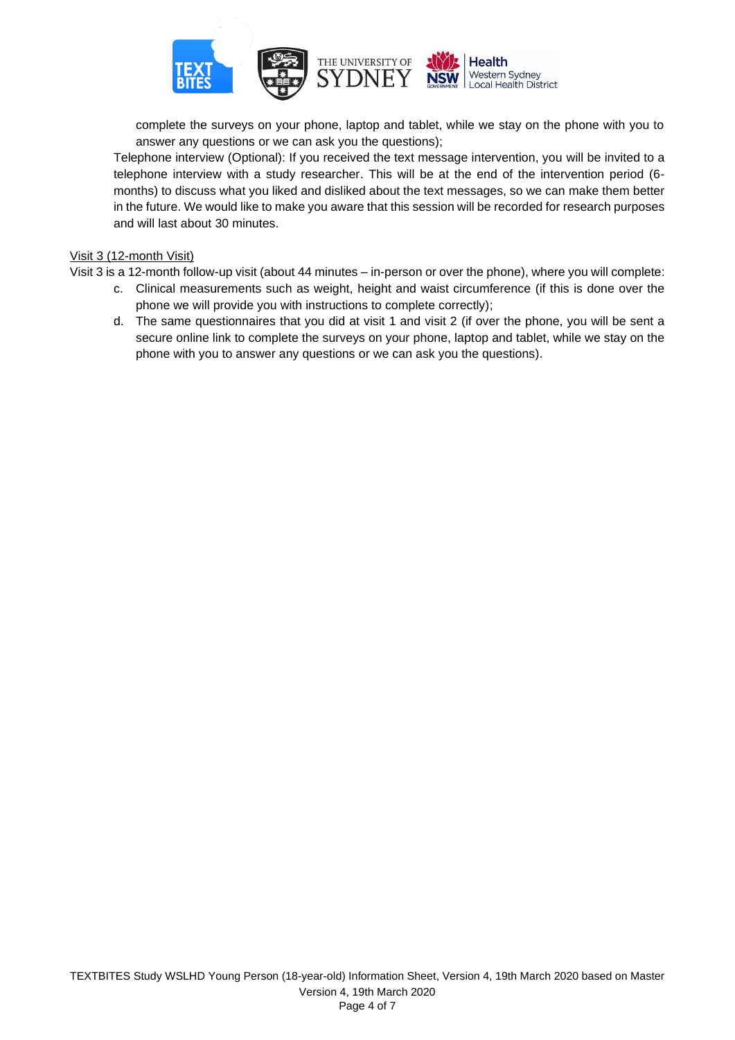complete the surveys on your phone, laptop and tablet, while we stay on the phone with you to answer any questions or we can ask you the questions);

Telephone interview (Optional): If you received the text message intervention, you will be invited to a telephone interview with a study researcher. This will be at the end of the intervention period (6-months) to discuss what you liked and disliked about the text messages, so we can make them better in the future. We would like to make you aware that this session will be recorded for research purposes and will last about 30 minutes.

<u>Visit 3 (12-month Visit)</u>

Visit 3 is a 12-month follow-up visit (about 44 minutes – in-person or over the phone), where you will complete:

c. Clinical measurements such as weight, height and waist circumference (if this is done over the phone we will provide you with instructions to complete correctly);
d. The same questionnaires that you did at visit 1 and visit 2 (if over the phone, you will be sent a secure online link to complete the surveys on your phone, laptop and tablet, while we stay on the phone with you to answer any questions or we can ask you the questions).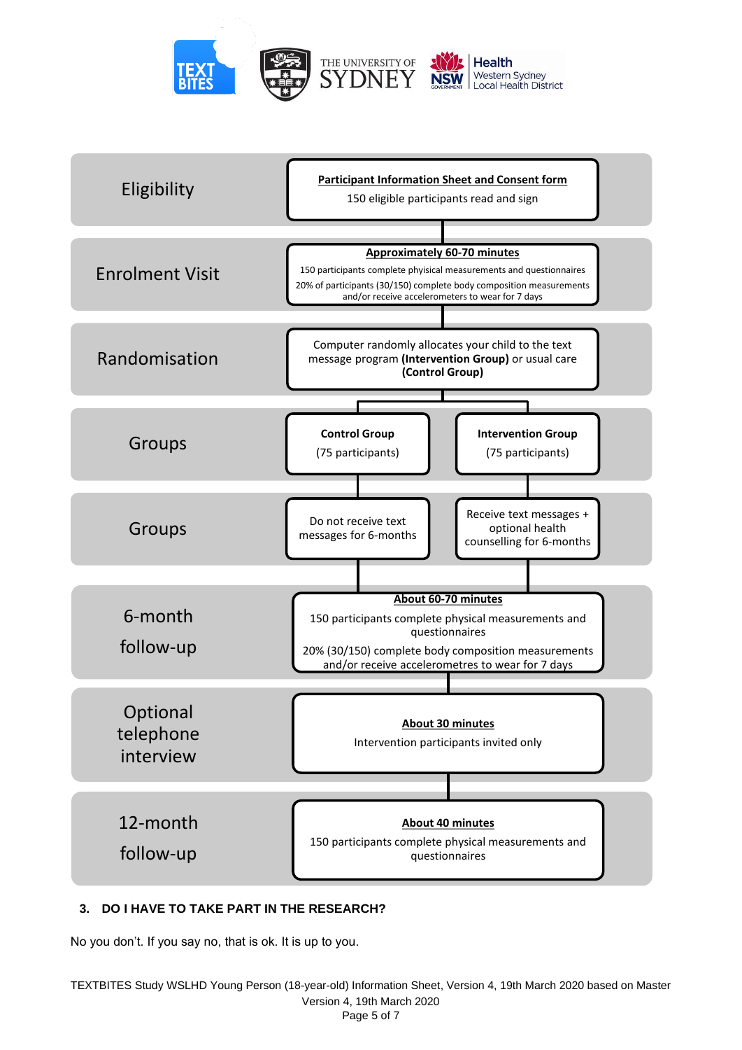| Stage | Details |
| --- | --- |
| Eligibility | **Participant Information Sheet and Consent form**<br>150 eligible participants read and sign |
| Enrolment Visit | **Approximately 60-70 minutes**<br>150 participants complete phyisical measurements and questionnaires<br>20% of participants (30/150) complete body composition measurements and/or receive accelerometers to wear for 7 days |
| Randomisation | Computer randomly allocates your child to the text message program **(Intervention Group)** or usual care **(Control Group)** |
| Groups | **Control Group** (75 participants) / **Intervention Group** (75 participants) |
| Groups | Control Group: Do not receive text messages for 6-months / Intervention Group: Receive text messages + optional health counselling for 6-months |
| 6-month follow-up | **About 60-70 minutes**<br>150 participants complete physical measurements and questionnaires<br>20% (30/150) complete body composition measurements and/or receive accelerometres to wear for 7 days |
| Optional telephone interview | **About 30 minutes**<br>Intervention participants invited only |
| 12-month follow-up | **About 40 minutes**<br>150 participants complete physical measurements and questionnaires |

### 3. DO I HAVE TO TAKE PART IN THE RESEARCH?

No you don't. If you say no, that is ok. It is up to you.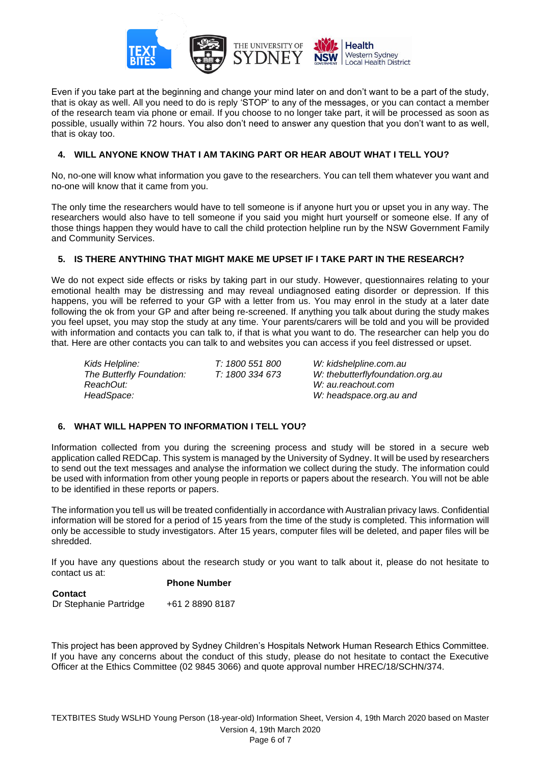Even if you take part at the beginning and change your mind later on and don't want to be a part of the study, that is okay as well. All you need to do is reply 'STOP' to any of the messages, or you can contact a member of the research team via phone or email. If you choose to no longer take part, it will be processed as soon as possible, usually within 72 hours. You also don't need to answer any question that you don't want to as well, that is okay too.

## 4. WILL ANYONE KNOW THAT I AM TAKING PART OR HEAR ABOUT WHAT I TELL YOU?

No, no-one will know what information you gave to the researchers. You can tell them whatever you want and no-one will know that it came from you.

The only time the researchers would have to tell someone is if anyone hurt you or upset you in any way. The researchers would also have to tell someone if you said you might hurt yourself or someone else. If any of those things happen they would have to call the child protection helpline run by the NSW Government Family and Community Services.

## 5. IS THERE ANYTHING THAT MIGHT MAKE ME UPSET IF I TAKE PART IN THE RESEARCH?

We do not expect side effects or risks by taking part in our study. However, questionnaires relating to your emotional health may be distressing and may reveal undiagnosed eating disorder or depression. If this happens, you will be referred to your GP with a letter from us. You may enrol in the study at a later date following the ok from your GP and after being re-screened. If anything you talk about during the study makes you feel upset, you may stop the study at any time. Your parents/carers will be told and you will be provided with information and contacts you can talk to, if that is what you want to do. The researcher can help you do that. Here are other contacts you can talk to and websites you can access if you feel distressed or upset.

| | | |
|---|---|---|
| *Kids Helpline:* | *T: 1800 551 800* | *W: kidshelpline.com.au* |
| *The Butterfly Foundation:* | *T: 1800 334 673* | *W: thebutterflyfoundation.org.au* |
| *ReachOut:* | | *W: au.reachout.com* |
| *HeadSpace:* | | *W: headspace.org.au and* |

## 6. WHAT WILL HAPPEN TO INFORMATION I TELL YOU?

Information collected from you during the screening process and study will be stored in a secure web application called REDCap. This system is managed by the University of Sydney. It will be used by researchers to send out the text messages and analyse the information we collect during the study. The information could be used with information from other young people in reports or papers about the research. You will not be able to be identified in these reports or papers.

The information you tell us will be treated confidentially in accordance with Australian privacy laws. Confidential information will be stored for a period of 15 years from the time of the study is completed. This information will only be accessible to study investigators. After 15 years, computer files will be deleted, and paper files will be shredded.

If you have any questions about the research study or you want to talk about it, please do not hesitate to contact us at:

| **Contact** | **Phone Number** |
|---|---|
| Dr Stephanie Partridge | +61 2 8890 8187 |

This project has been approved by Sydney Children's Hospitals Network Human Research Ethics Committee. If you have any concerns about the conduct of this study, please do not hesitate to contact the Executive Officer at the Ethics Committee (02 9845 3066) and quote approval number HREC/18/SCHN/374.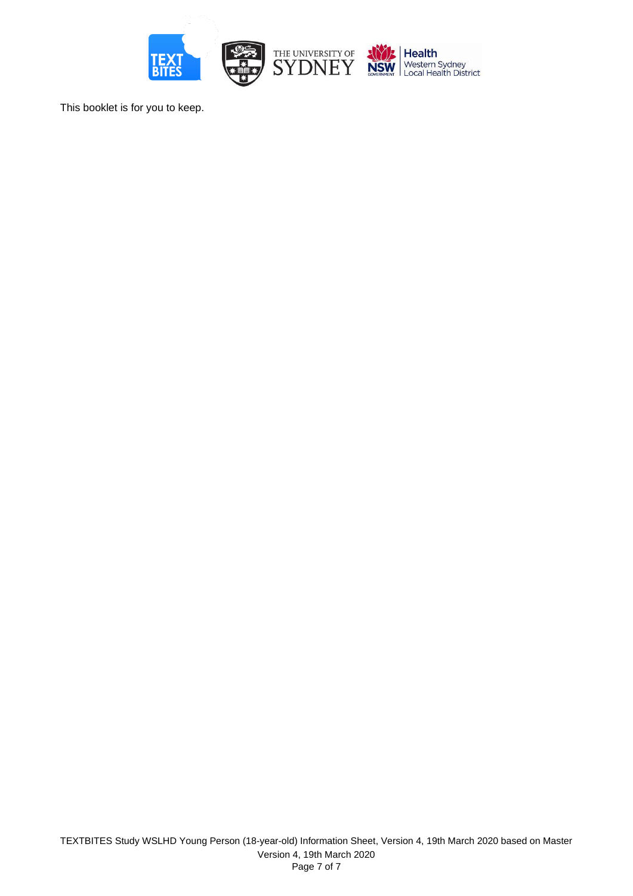This booklet is for you to keep.